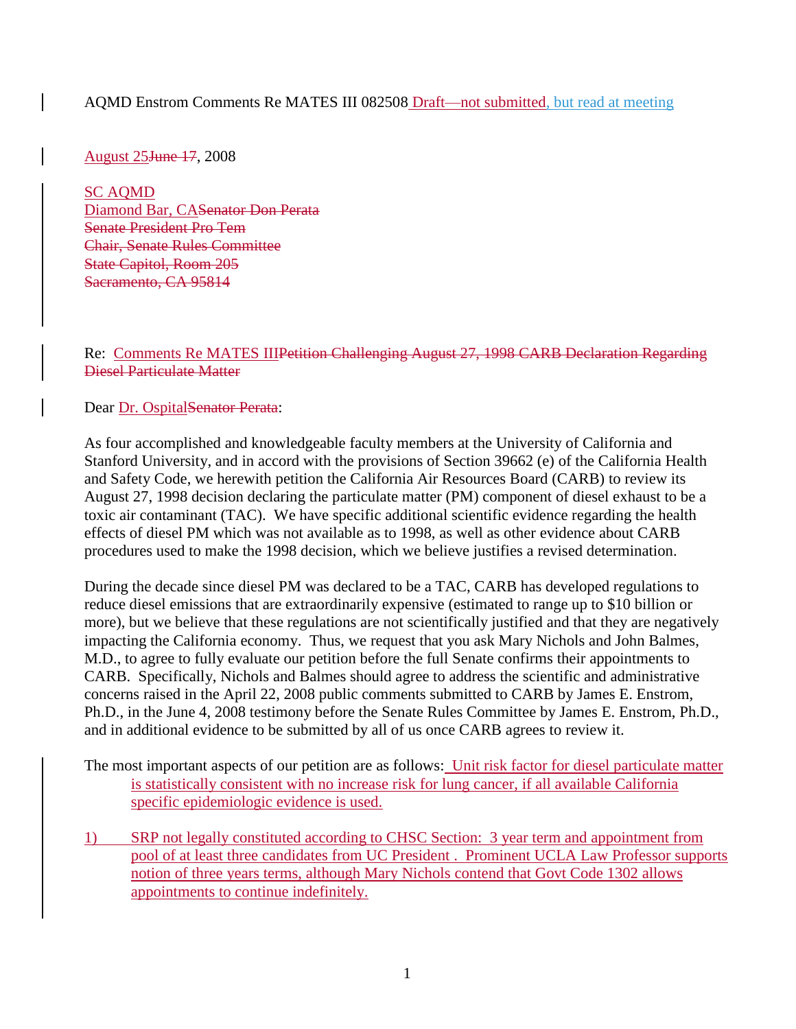AQMD Enstrom Comments Re MATES III 082508 Draft—not submitted, but read at meeting

August 25~~June 17~~, 2008

SC AQMD
Diamond Bar, CA~~Senator Don Perata~~
~~Senate President Pro Tem~~
~~Chair, Senate Rules Committee~~
~~State Capitol, Room 205~~
~~Sacramento, CA 95814~~

Re: Comments Re MATES III~~Petition Challenging August 27, 1998 CARB Declaration Regarding Diesel Particulate Matter~~

Dear Dr. Ospital~~Senator Perata~~:

As four accomplished and knowledgeable faculty members at the University of California and Stanford University, and in accord with the provisions of Section 39662 (e) of the California Health and Safety Code, we herewith petition the California Air Resources Board (CARB) to review its August 27, 1998 decision declaring the particulate matter (PM) component of diesel exhaust to be a toxic air contaminant (TAC). We have specific additional scientific evidence regarding the health effects of diesel PM which was not available as to 1998, as well as other evidence about CARB procedures used to make the 1998 decision, which we believe justifies a revised determination.

During the decade since diesel PM was declared to be a TAC, CARB has developed regulations to reduce diesel emissions that are extraordinarily expensive (estimated to range up to $10 billion or more), but we believe that these regulations are not scientifically justified and that they are negatively impacting the California economy. Thus, we request that you ask Mary Nichols and John Balmes, M.D., to agree to fully evaluate our petition before the full Senate confirms their appointments to CARB. Specifically, Nichols and Balmes should agree to address the scientific and administrative concerns raised in the April 22, 2008 public comments submitted to CARB by James E. Enstrom, Ph.D., in the June 4, 2008 testimony before the Senate Rules Committee by James E. Enstrom, Ph.D., and in additional evidence to be submitted by all of us once CARB agrees to review it.

The most important aspects of our petition are as follows: Unit risk factor for diesel particulate matter is statistically consistent with no increase risk for lung cancer, if all available California specific epidemiologic evidence is used.

1) SRP not legally constituted according to CHSC Section: 3 year term and appointment from pool of at least three candidates from UC President . Prominent UCLA Law Professor supports notion of three years terms, although Mary Nichols contend that Govt Code 1302 allows appointments to continue indefinitely.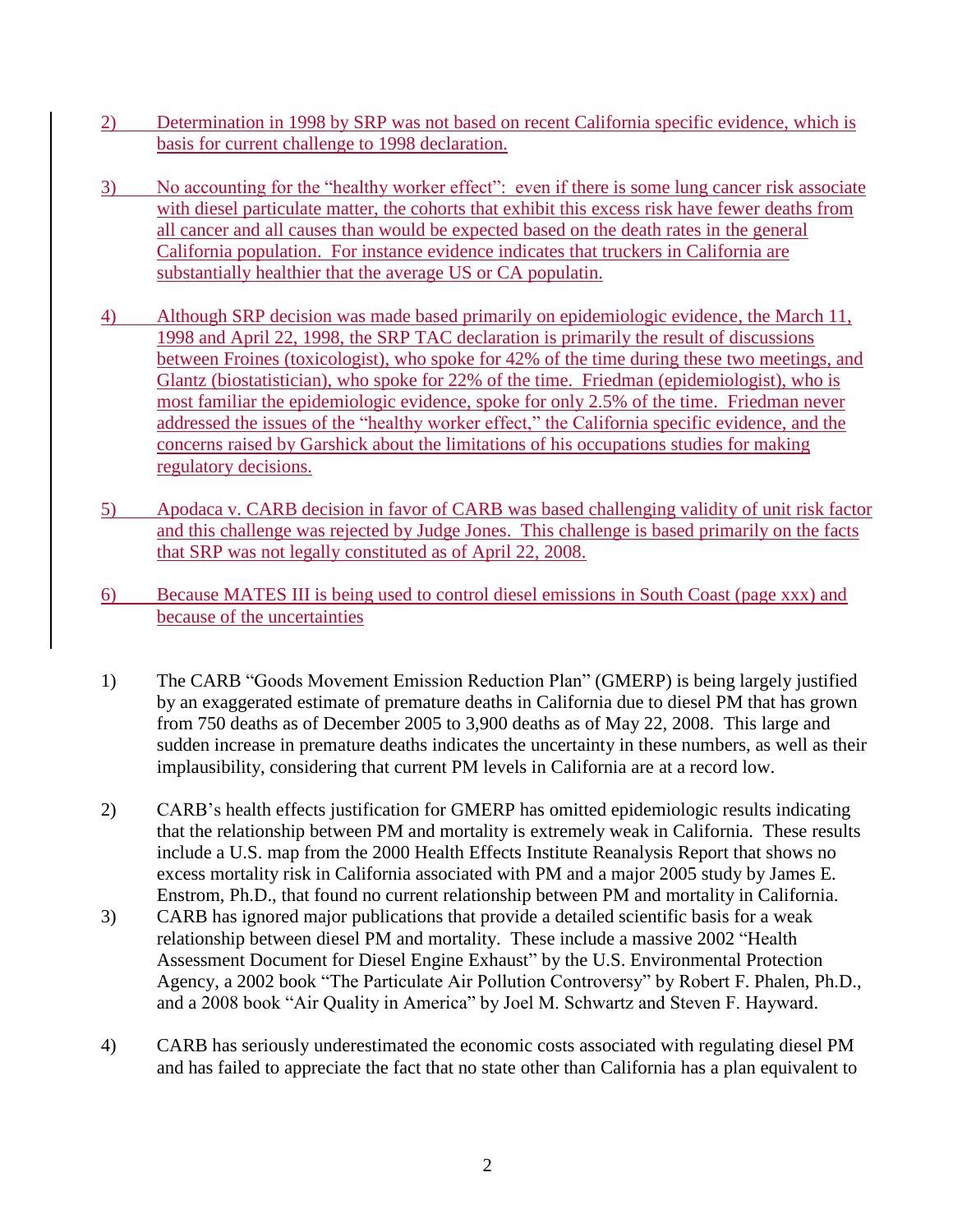2) Determination in 1998 by SRP was not based on recent California specific evidence, which is basis for current challenge to 1998 declaration.

3) No accounting for the "healthy worker effect": even if there is some lung cancer risk associate with diesel particulate matter, the cohorts that exhibit this excess risk have fewer deaths from all cancer and all causes than would be expected based on the death rates in the general California population. For instance evidence indicates that truckers in California are substantially healthier that the average US or CA populatin.

4) Although SRP decision was made based primarily on epidemiologic evidence, the March 11, 1998 and April 22, 1998, the SRP TAC declaration is primarily the result of discussions between Froines (toxicologist), who spoke for 42% of the time during these two meetings, and Glantz (biostatistician), who spoke for 22% of the time. Friedman (epidemiologist), who is most familiar the epidemiologic evidence, spoke for only 2.5% of the time. Friedman never addressed the issues of the "healthy worker effect," the California specific evidence, and the concerns raised by Garshick about the limitations of his occupations studies for making regulatory decisions.

5) Apodaca v. CARB decision in favor of CARB was based challenging validity of unit risk factor and this challenge was rejected by Judge Jones. This challenge is based primarily on the facts that SRP was not legally constituted as of April 22, 2008.

6) Because MATES III is being used to control diesel emissions in South Coast (page xxx) and because of the uncertainties

1) The CARB "Goods Movement Emission Reduction Plan" (GMERP) is being largely justified by an exaggerated estimate of premature deaths in California due to diesel PM that has grown from 750 deaths as of December 2005 to 3,900 deaths as of May 22, 2008. This large and sudden increase in premature deaths indicates the uncertainty in these numbers, as well as their implausibility, considering that current PM levels in California are at a record low.

2) CARB's health effects justification for GMERP has omitted epidemiologic results indicating that the relationship between PM and mortality is extremely weak in California. These results include a U.S. map from the 2000 Health Effects Institute Reanalysis Report that shows no excess mortality risk in California associated with PM and a major 2005 study by James E. Enstrom, Ph.D., that found no current relationship between PM and mortality in California.

3) CARB has ignored major publications that provide a detailed scientific basis for a weak relationship between diesel PM and mortality. These include a massive 2002 "Health Assessment Document for Diesel Engine Exhaust" by the U.S. Environmental Protection Agency, a 2002 book "The Particulate Air Pollution Controversy" by Robert F. Phalen, Ph.D., and a 2008 book "Air Quality in America" by Joel M. Schwartz and Steven F. Hayward.

4) CARB has seriously underestimated the economic costs associated with regulating diesel PM and has failed to appreciate the fact that no state other than California has a plan equivalent to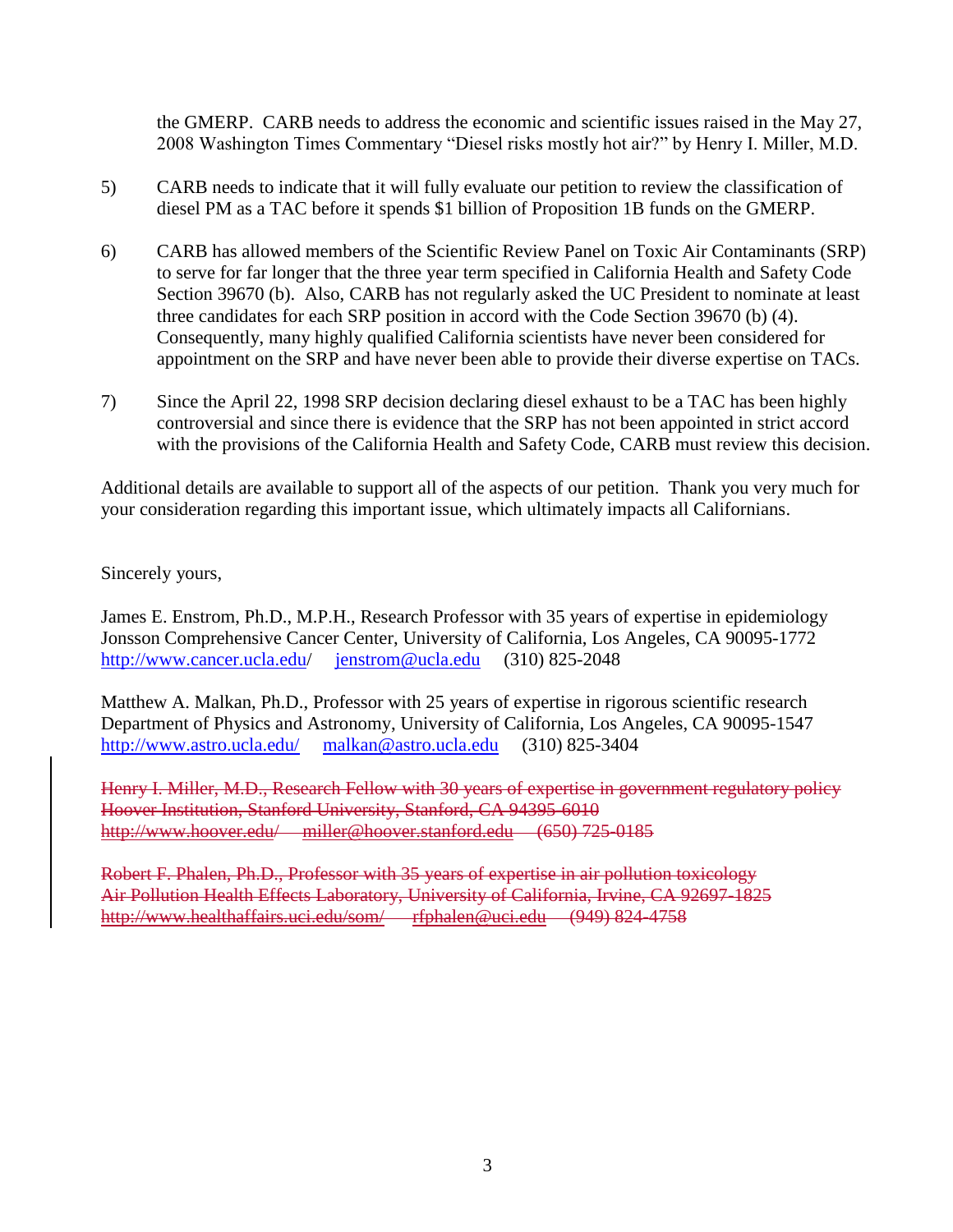the GMERP. CARB needs to address the economic and scientific issues raised in the May 27, 2008 Washington Times Commentary "Diesel risks mostly hot air?" by Henry I. Miller, M.D.

5) CARB needs to indicate that it will fully evaluate our petition to review the classification of diesel PM as a TAC before it spends $1 billion of Proposition 1B funds on the GMERP.

6) CARB has allowed members of the Scientific Review Panel on Toxic Air Contaminants (SRP) to serve for far longer that the three year term specified in California Health and Safety Code Section 39670 (b). Also, CARB has not regularly asked the UC President to nominate at least three candidates for each SRP position in accord with the Code Section 39670 (b) (4). Consequently, many highly qualified California scientists have never been considered for appointment on the SRP and have never been able to provide their diverse expertise on TACs.

7) Since the April 22, 1998 SRP decision declaring diesel exhaust to be a TAC has been highly controversial and since there is evidence that the SRP has not been appointed in strict accord with the provisions of the California Health and Safety Code, CARB must review this decision.

Additional details are available to support all of the aspects of our petition. Thank you very much for your consideration regarding this important issue, which ultimately impacts all Californians.

Sincerely yours,

James E. Enstrom, Ph.D., M.P.H., Research Professor with 35 years of expertise in epidemiology
Jonsson Comprehensive Cancer Center, University of California, Los Angeles, CA 90095-1772
http://www.cancer.ucla.edu/ jenstrom@ucla.edu (310) 825-2048

Matthew A. Malkan, Ph.D., Professor with 25 years of expertise in rigorous scientific research
Department of Physics and Astronomy, University of California, Los Angeles, CA 90095-1547
http://www.astro.ucla.edu/ malkan@astro.ucla.edu (310) 825-3404

~~Henry I. Miller, M.D., Research Fellow with 30 years of expertise in government regulatory policy~~
~~Hoover Institution, Stanford University, Stanford, CA 94395-6010~~
~~http://www.hoover.edu/ miller@hoover.stanford.edu (650) 725-0185~~

~~Robert F. Phalen, Ph.D., Professor with 35 years of expertise in air pollution toxicology~~
~~Air Pollution Health Effects Laboratory, University of California, Irvine, CA 92697-1825~~
~~http://www.healthaffairs.uci.edu/som/ rfphalen@uci.edu (949) 824-4758~~